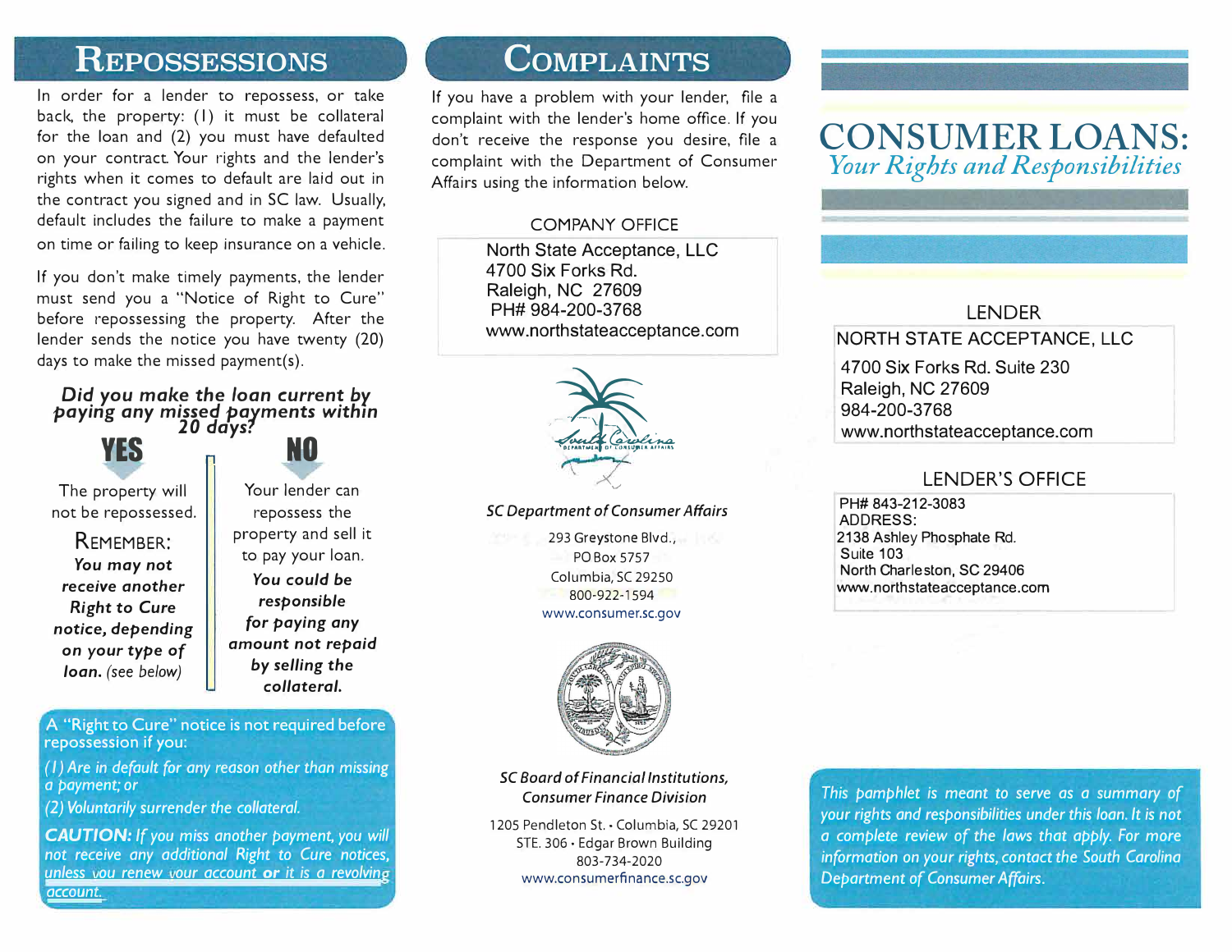## Repossessions

In order for a lender to repossess, or take back, the property: (1) it must be collateral for the loan and (2) you must have defaulted on your contract. Your rights and the lender's rights when it comes to default are laid out in the contract you signed and in SC law. Usually, default includes the failure to make a payment on time or failing to keep insurance on a vehicle.

If you don't make timely payments, the lender must send you a "Notice of Right to Cure" before repossessing the property. After the lender sends the notice you have twenty (20) days to make the missed payment(s).

***Did you make the loan current by paying any missed payments within 20 days?***

**YES**

The property will not be repossessed.

REMEMBER: ***You may not receive another Right to Cure notice, depending on your type of loan.*** *(see below)*

**NO**

Your lender can repossess the property and sell it to pay your loan. ***You could be responsible for paying any amount not repaid by selling the collateral.***

A "Right to Cure" notice is not required before repossession if you:

*(1) Are in default for any reason other than missing a payment; or*

*(2) Voluntarily surrender the collateral.*

***CAUTION:*** *If you miss another payment, you will not receive any additional Right to Cure notices, unless you renew your account **or** it is a revolving account.*

## Complaints

If you have a problem with your lender, file a complaint with the lender's home office. If you don't receive the response you desire, file a complaint with the Department of Consumer Affairs using the information below.

COMPANY OFFICE

North State Acceptance, LLC
4700 Six Forks Rd.
Raleigh, NC 27609
PH# 984-200-3768
www.northstateacceptance.com

*SC Department of Consumer Affairs*

293 Greystone Blvd.,
PO Box 5757
Columbia, SC 29250
800-922-1594
www.consumer.sc.gov

*SC Board of Financial Institutions, Consumer Finance Division*

1205 Pendleton St. • Columbia, SC 29201
STE. 306 • Edgar Brown Building
803-734-2020
www.consumerfinance.sc.gov

# CONSUMER LOANS: *Your Rights and Responsibilities*

LENDER

NORTH STATE ACCEPTANCE, LLC
4700 Six Forks Rd. Suite 230
Raleigh, NC 27609
984-200-3768
www.northstateacceptance.com

LENDER'S OFFICE

PH# 843-212-3083
ADDRESS:
2138 Ashley Phosphate Rd.
Suite 103
North Charleston, SC 29406
www.northstateacceptance.com

*This pamphlet is meant to serve as a summary of your rights and responsibilities under this loan. It is not a complete review of the laws that apply. For more information on your rights, contact the South Carolina Department of Consumer Affairs.*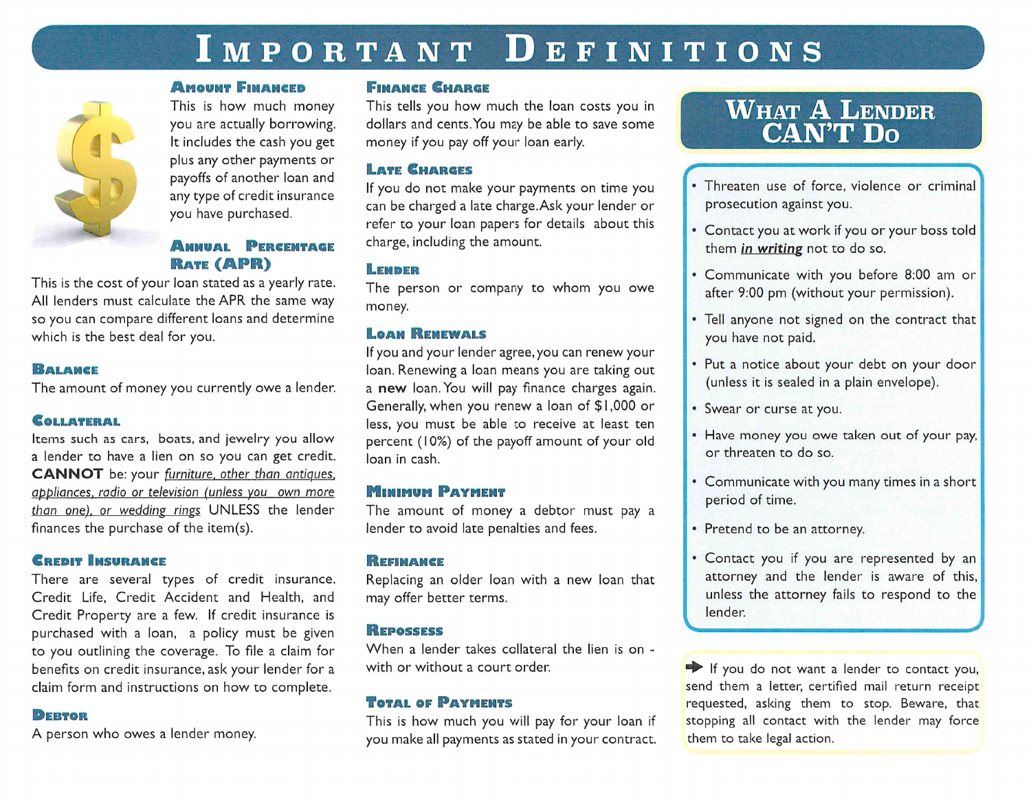# Important Definitions

### Amount Financed

This is how much money you are actually borrowing. It includes the cash you get plus any other payments or payoffs of another loan and any type of credit insurance you have purchased.

### Annual Percentage Rate (APR)

This is the cost of your loan stated as a yearly rate. All lenders must calculate the APR the same way so you can compare different loans and determine which is the best deal for you.

### Balance

The amount of money you currently owe a lender.

### Collateral

Items such as cars, boats, and jewelry you allow a lender to have a lien on so you can get credit. **CANNOT** be: your _furniture, other than antiques, appliances, radio or television (unless you own more than one), or wedding rings_ UNLESS the lender finances the purchase of the item(s).

### Credit Insurance

There are several types of credit insurance. Credit Life, Credit Accident and Health, and Credit Property are a few. If credit insurance is purchased with a loan, a policy must be given to you outlining the coverage. To file a claim for benefits on credit insurance, ask your lender for a claim form and instructions on how to complete.

### Debtor

A person who owes a lender money.

### Finance Charge

This tells you how much the loan costs you in dollars and cents. You may be able to save some money if you pay off your loan early.

### Late Charges

If you do not make your payments on time you can be charged a late charge. Ask your lender or refer to your loan papers for details about this charge, including the amount.

### Lender

The person or company to whom you owe money.

### Loan Renewals

If you and your lender agree, you can renew your loan. Renewing a loan means you are taking out a **new** loan. You will pay finance charges again. Generally, when you renew a loan of $1,000 or less, you must be able to receive at least ten percent (10%) of the payoff amount of your old loan in cash.

### Minimum Payment

The amount of money a debtor must pay a lender to avoid late penalties and fees.

### Refinance

Replacing an older loan with a new loan that may offer better terms.

### Repossess

When a lender takes collateral the lien is on - with or without a court order.

### Total of Payments

This is how much you will pay for your loan if you make all payments as stated in your contract.

## What A Lender CAN'T Do

- Threaten use of force, violence or criminal prosecution against you.
- Contact you at work if you or your boss told them _**in writing**_ not to do so.
- Communicate with you before 8:00 am or after 9:00 pm (without your permission).
- Tell anyone not signed on the contract that you have not paid.
- Put a notice about your debt on your door (unless it is sealed in a plain envelope).
- Swear or curse at you.
- Have money you owe taken out of your pay, or threaten to do so.
- Communicate with you many times in a short period of time.
- Pretend to be an attorney.
- Contact you if you are represented by an attorney and the lender is aware of this, unless the attorney fails to respond to the lender.

➡ If you do not want a lender to contact you, send them a letter, certified mail return receipt requested, asking them to stop. Beware, that stopping all contact with the lender may force them to take legal action.